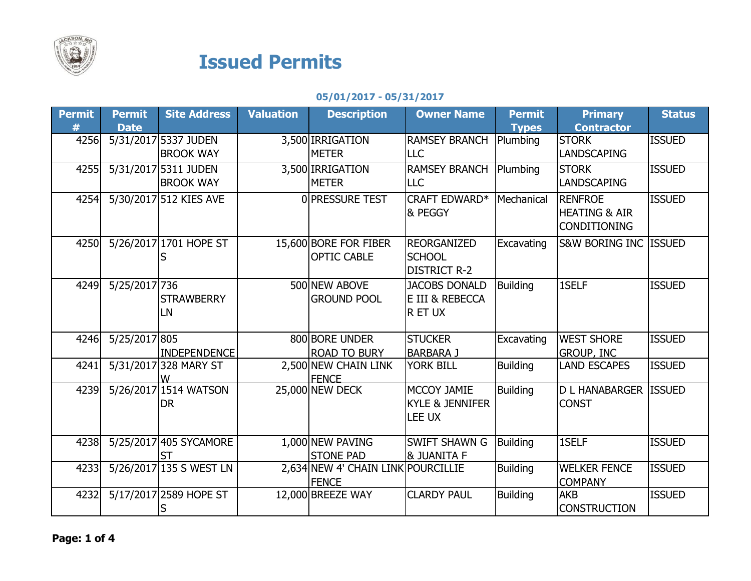# Issued Permits

**05/01/2017 - 05/31/2017**

| Permit # | Permit Date | Site Address | Valuation | Description | Owner Name | Permit Types | Primary Contractor | Status |
|---|---|---|---|---|---|---|---|---|
| 4256 | 5/31/2017 | 5337 JUDEN BROOK WAY | 3,500 | IRRIGATION METER | RAMSEY BRANCH LLC | Plumbing | STORK LANDSCAPING | ISSUED |
| 4255 | 5/31/2017 | 5311 JUDEN BROOK WAY | 3,500 | IRRIGATION METER | RAMSEY BRANCH LLC | Plumbing | STORK LANDSCAPING | ISSUED |
| 4254 | 5/30/2017 | 512 KIES AVE | 0 | PRESSURE TEST | CRAFT EDWARD* & PEGGY | Mechanical | RENFROE HEATING & AIR CONDITIONING | ISSUED |
| 4250 | 5/26/2017 | 1701 HOPE ST S | 15,600 | BORE FOR FIBER OPTIC CABLE | REORGANIZED SCHOOL DISTRICT R-2 | Excavating | S&W BORING INC | ISSUED |
| 4249 | 5/25/2017 | 736 STRAWBERRY LN | 500 | NEW ABOVE GROUND POOL | JACOBS DONALD E III & REBECCA R ET UX | Building | 1SELF | ISSUED |
| 4246 | 5/25/2017 | 805 INDEPENDENCE | 800 | BORE UNDER ROAD TO BURY | STUCKER BARBARA J | Excavating | WEST SHORE GROUP, INC | ISSUED |
| 4241 | 5/31/2017 | 328 MARY ST W | 2,500 | NEW CHAIN LINK FENCE | YORK BILL | Building | LAND ESCAPES | ISSUED |
| 4239 | 5/26/2017 | 1514 WATSON DR | 25,000 | NEW DECK | MCCOY JAMIE KYLE & JENNIFER LEE UX | Building | D L HANABARGER CONST | ISSUED |
| 4238 | 5/25/2017 | 405 SYCAMORE ST | 1,000 | NEW PAVING STONE PAD | SWIFT SHAWN G & JUANITA F | Building | 1SELF | ISSUED |
| 4233 | 5/26/2017 | 135 S WEST LN | 2,634 | NEW 4' CHAIN LINK FENCE | POURCILLIE | Building | WELKER FENCE COMPANY | ISSUED |
| 4232 | 5/17/2017 | 2589 HOPE ST S | 12,000 | BREEZE WAY | CLARDY PAUL | Building | AKB CONSTRUCTION | ISSUED |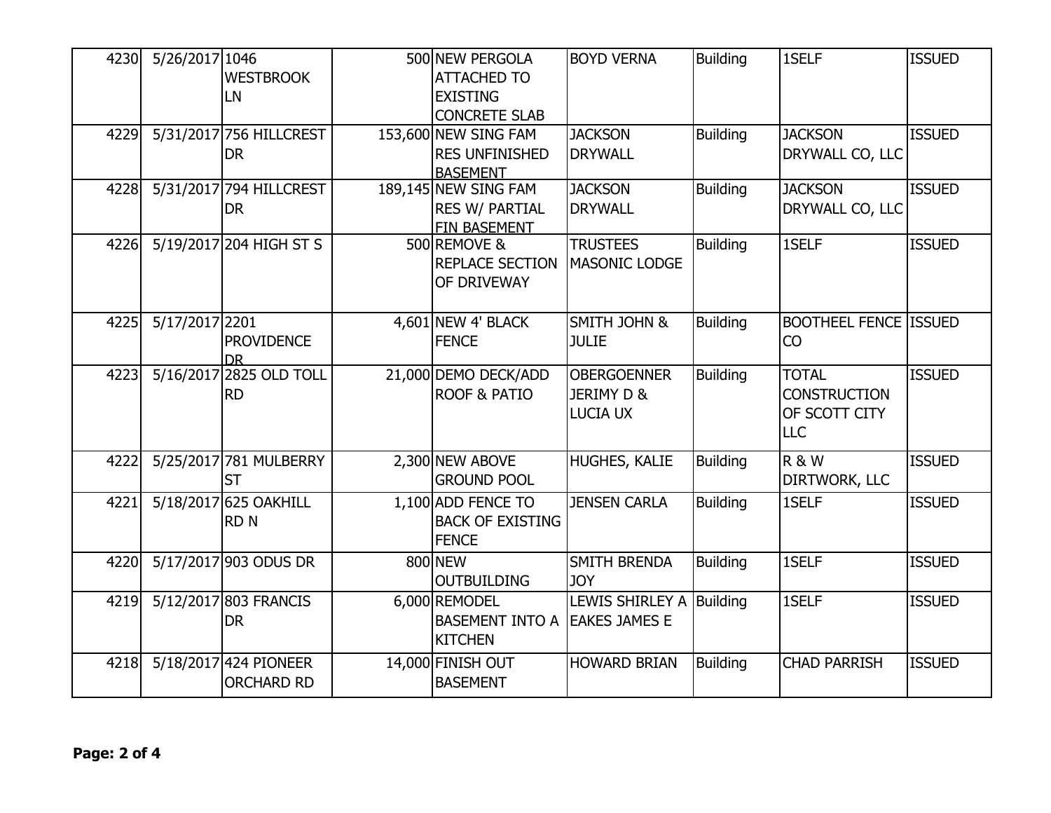| | | | | | | | | |
|---|---|---|---|---|---|---|---|---|
| 4230 | 5/26/2017 | 1046 WESTBROOK LN | 500 | NEW PERGOLA ATTACHED TO EXISTING CONCRETE SLAB | BOYD VERNA | Building | 1SELF | ISSUED |
| 4229 | 5/31/2017 | 756 HILLCREST DR | 153,600 | NEW SING FAM RES UNFINISHED BASEMENT | JACKSON DRYWALL | Building | JACKSON DRYWALL CO, LLC | ISSUED |
| 4228 | 5/31/2017 | 794 HILLCREST DR | 189,145 | NEW SING FAM RES W/ PARTIAL FIN BASEMENT | JACKSON DRYWALL | Building | JACKSON DRYWALL CO, LLC | ISSUED |
| 4226 | 5/19/2017 | 204 HIGH ST S | 500 | REMOVE & REPLACE SECTION OF DRIVEWAY | TRUSTEES MASONIC LODGE | Building | 1SELF | ISSUED |
| 4225 | 5/17/2017 | 2201 PROVIDENCE DR | 4,601 | NEW 4' BLACK FENCE | SMITH JOHN & JULIE | Building | BOOTHEEL FENCE CO | ISSUED |
| 4223 | 5/16/2017 | 2825 OLD TOLL RD | 21,000 | DEMO DECK/ADD ROOF & PATIO | OBERGOENNER JERIMY D & LUCIA UX | Building | TOTAL CONSTRUCTION OF SCOTT CITY LLC | ISSUED |
| 4222 | 5/25/2017 | 781 MULBERRY ST | 2,300 | NEW ABOVE GROUND POOL | HUGHES, KALIE | Building | R & W DIRTWORK, LLC | ISSUED |
| 4221 | 5/18/2017 | 625 OAKHILL RD N | 1,100 | ADD FENCE TO BACK OF EXISTING FENCE | JENSEN CARLA | Building | 1SELF | ISSUED |
| 4220 | 5/17/2017 | 903 ODUS DR | 800 | NEW OUTBUILDING | SMITH BRENDA JOY | Building | 1SELF | ISSUED |
| 4219 | 5/12/2017 | 803 FRANCIS DR | 6,000 | REMODEL BASEMENT INTO A KITCHEN | LEWIS SHIRLEY A EAKES JAMES E | Building | 1SELF | ISSUED |
| 4218 | 5/18/2017 | 424 PIONEER ORCHARD RD | 14,000 | FINISH OUT BASEMENT | HOWARD BRIAN | Building | CHAD PARRISH | ISSUED |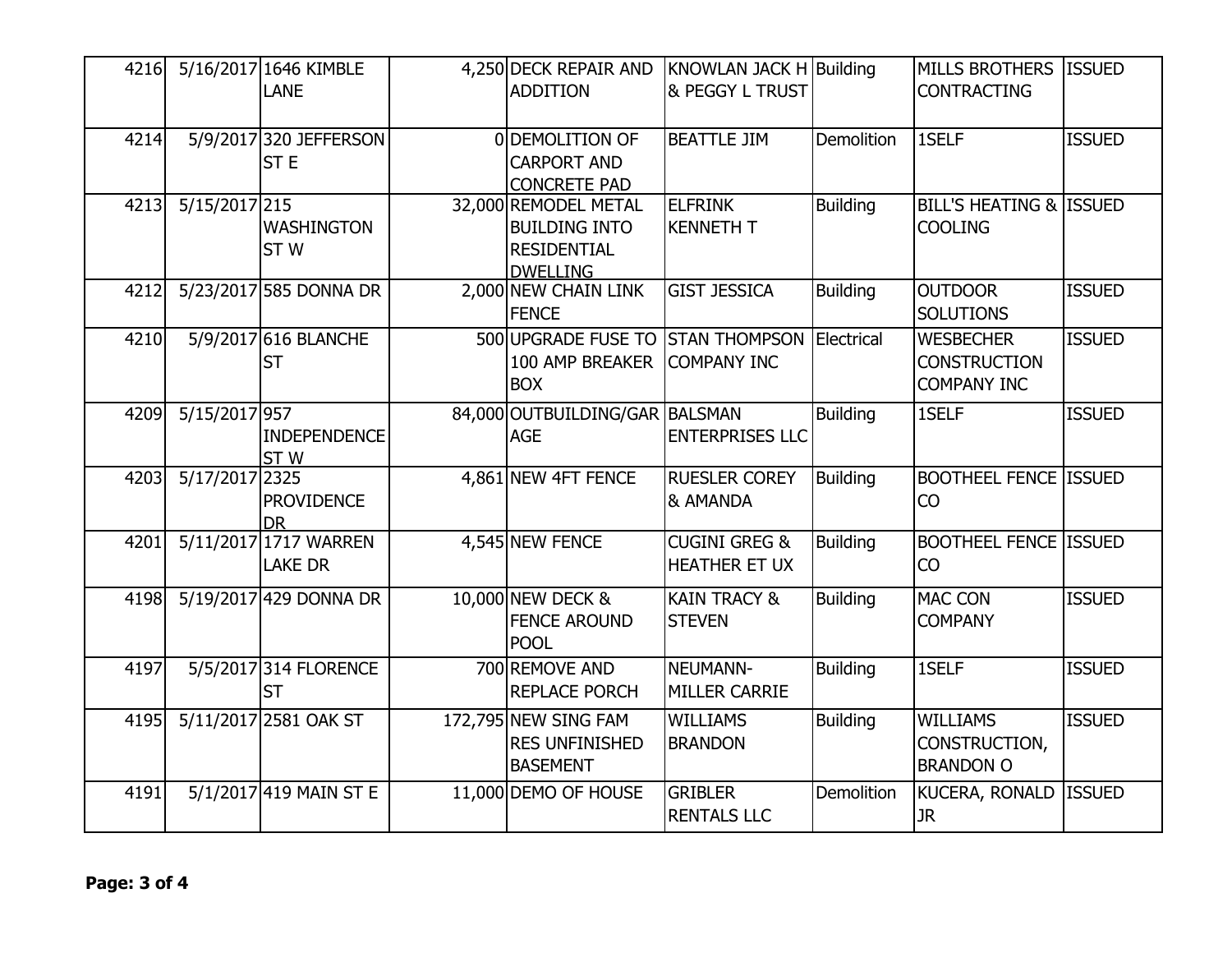| | | | | | | | | |
|---|---|---|---|---|---|---|---|---|
| 4216 | 5/16/2017 | 1646 KIMBLE LANE | 4,250 | DECK REPAIR AND ADDITION | KNOWLAN JACK H & PEGGY L TRUST | Building | MILLS BROTHERS CONTRACTING | ISSUED |
| 4214 | 5/9/2017 | 320 JEFFERSON ST E | 0 | DEMOLITION OF CARPORT AND CONCRETE PAD | BEATTLE JIM | Demolition | 1SELF | ISSUED |
| 4213 | 5/15/2017 | 215 WASHINGTON ST W | 32,000 | REMODEL METAL BUILDING INTO RESIDENTIAL DWELLING | ELFRINK KENNETH T | Building | BILL'S HEATING & COOLING | ISSUED |
| 4212 | 5/23/2017 | 585 DONNA DR | 2,000 | NEW CHAIN LINK FENCE | GIST JESSICA | Building | OUTDOOR SOLUTIONS | ISSUED |
| 4210 | 5/9/2017 | 616 BLANCHE ST | 500 | UPGRADE FUSE TO 100 AMP BREAKER BOX | STAN THOMPSON COMPANY INC | Electrical | WESBECHER CONSTRUCTION COMPANY INC | ISSUED |
| 4209 | 5/15/2017 | 957 INDEPENDENCE ST W | 84,000 | OUTBUILDING/GARAGE | BALSMAN ENTERPRISES LLC | Building | 1SELF | ISSUED |
| 4203 | 5/17/2017 | 2325 PROVIDENCE DR | 4,861 | NEW 4FT FENCE | RUESLER COREY & AMANDA | Building | BOOTHEEL FENCE CO | ISSUED |
| 4201 | 5/11/2017 | 1717 WARREN LAKE DR | 4,545 | NEW FENCE | CUGINI GREG & HEATHER ET UX | Building | BOOTHEEL FENCE CO | ISSUED |
| 4198 | 5/19/2017 | 429 DONNA DR | 10,000 | NEW DECK & FENCE AROUND POOL | KAIN TRACY & STEVEN | Building | MAC CON COMPANY | ISSUED |
| 4197 | 5/5/2017 | 314 FLORENCE ST | 700 | REMOVE AND REPLACE PORCH | NEUMANN-MILLER CARRIE | Building | 1SELF | ISSUED |
| 4195 | 5/11/2017 | 2581 OAK ST | 172,795 | NEW SING FAM RES UNFINISHED BASEMENT | WILLIAMS BRANDON | Building | WILLIAMS CONSTRUCTION, BRANDON O | ISSUED |
| 4191 | 5/1/2017 | 419 MAIN ST E | 11,000 | DEMO OF HOUSE | GRIBLER RENTALS LLC | Demolition | KUCERA, RONALD JR | ISSUED |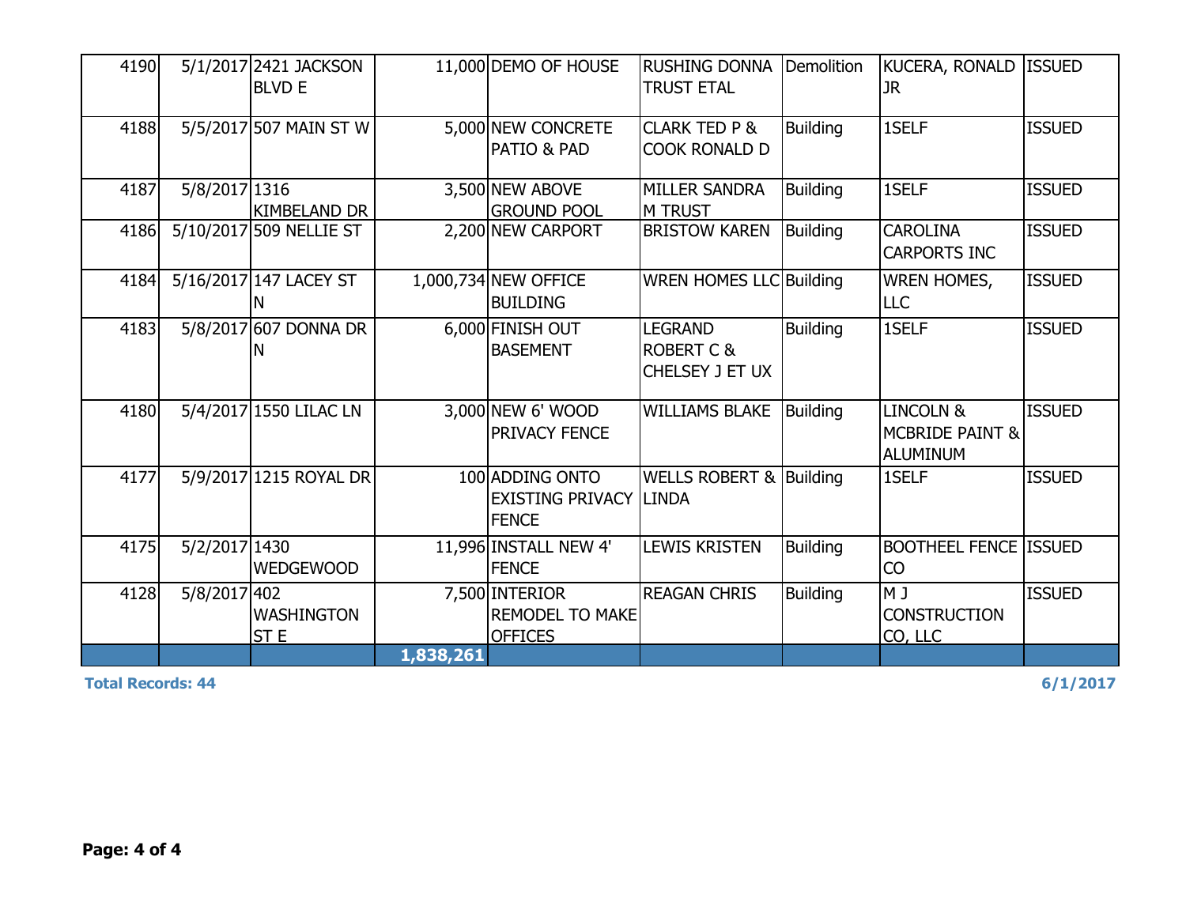| | | | | | | | | |
|---|---|---|---|---|---|---|---|---|
| 4190 | 5/1/2017 | 2421 JACKSON BLVD E | 11,000 | DEMO OF HOUSE | RUSHING DONNA TRUST ETAL | Demolition | KUCERA, RONALD JR | ISSUED |
| 4188 | 5/5/2017 | 507 MAIN ST W | 5,000 | NEW CONCRETE PATIO & PAD | CLARK TED P & COOK RONALD D | Building | 1SELF | ISSUED |
| 4187 | 5/8/2017 | 1316 KIMBELAND DR | 3,500 | NEW ABOVE GROUND POOL | MILLER SANDRA M TRUST | Building | 1SELF | ISSUED |
| 4186 | 5/10/2017 | 509 NELLIE ST | 2,200 | NEW CARPORT | BRISTOW KAREN | Building | CAROLINA CARPORTS INC | ISSUED |
| 4184 | 5/16/2017 | 147 LACEY ST N | 1,000,734 | NEW OFFICE BUILDING | WREN HOMES LLC | Building | WREN HOMES, LLC | ISSUED |
| 4183 | 5/8/2017 | 607 DONNA DR N | 6,000 | FINISH OUT BASEMENT | LEGRAND ROBERT C & CHELSEY J ET UX | Building | 1SELF | ISSUED |
| 4180 | 5/4/2017 | 1550 LILAC LN | 3,000 | NEW 6' WOOD PRIVACY FENCE | WILLIAMS BLAKE | Building | LINCOLN & MCBRIDE PAINT & ALUMINUM | ISSUED |
| 4177 | 5/9/2017 | 1215 ROYAL DR | 100 | ADDING ONTO EXISTING PRIVACY FENCE | WELLS ROBERT & LINDA | Building | 1SELF | ISSUED |
| 4175 | 5/2/2017 | 1430 WEDGEWOOD | 11,996 | INSTALL NEW 4' FENCE | LEWIS KRISTEN | Building | BOOTHEEL FENCE CO | ISSUED |
| 4128 | 5/8/2017 | 402 WASHINGTON ST E | 7,500 | INTERIOR REMODEL TO MAKE OFFICES | REAGAN CHRIS | Building | M J CONSTRUCTION CO, LLC | ISSUED |
| | | | **1,838,261** | | | | | |

**Total Records: 44**

**6/1/2017**